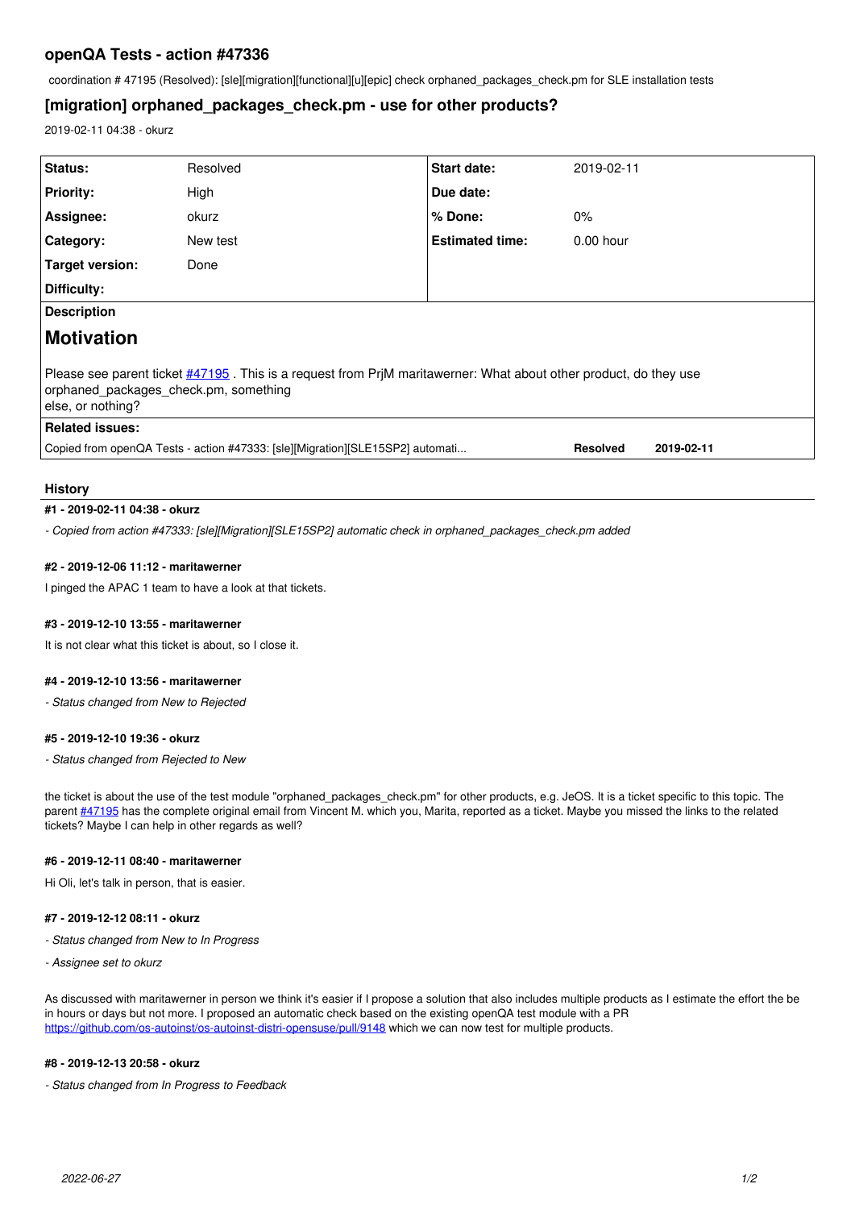## openQA Tests - action #47336

coordination # 47195 (Resolved): [sle][migration][functional][u][epic] check orphaned_packages_check.pm for SLE installation tests

## [migration] orphaned_packages_check.pm - use for other products?

2019-02-11 04:38 - okurz

| | | | |
|---|---|---|---|
| **Status:** | Resolved | **Start date:** | 2019-02-11 |
| **Priority:** | High | **Due date:** | |
| **Assignee:** | okurz | **% Done:** | 0% |
| **Category:** | New test | **Estimated time:** | 0.00 hour |
| **Target version:** | Done | | |
| **Difficulty:** | | | |

**Description**

# Motivation

Please see parent ticket #47195 . This is a request from PrjM maritawerner: What about other product, do they use orphaned_packages_check.pm, something else, or nothing?

**Related issues:**

| | | |
|---|---|---|
| Copied from openQA Tests - action #47333: [sle][Migration][SLE15SP2] automati... | **Resolved** | **2019-02-11** |

### History

#### #1 - 2019-02-11 04:38 - okurz

*- Copied from action #47333: [sle][Migration][SLE15SP2] automatic check in orphaned_packages_check.pm added*

#### #2 - 2019-12-06 11:12 - maritawerner

I pinged the APAC 1 team to have a look at that tickets.

#### #3 - 2019-12-10 13:55 - maritawerner

It is not clear what this ticket is about, so I close it.

#### #4 - 2019-12-10 13:56 - maritawerner

*- Status changed from New to Rejected*

#### #5 - 2019-12-10 19:36 - okurz

*- Status changed from Rejected to New*

the ticket is about the use of the test module "orphaned_packages_check.pm" for other products, e.g. JeOS. It is a ticket specific to this topic. The parent #47195 has the complete original email from Vincent M. which you, Marita, reported as a ticket. Maybe you missed the links to the related tickets? Maybe I can help in other regards as well?

#### #6 - 2019-12-11 08:40 - maritawerner

Hi Oli, let's talk in person, that is easier.

#### #7 - 2019-12-12 08:11 - okurz

*- Status changed from New to In Progress*

*- Assignee set to okurz*

As discussed with maritawerner in person we think it's easier if I propose a solution that also includes multiple products as I estimate the effort the be in hours or days but not more. I proposed an automatic check based on the existing openQA test module with a PR https://github.com/os-autoinst/os-autoinst-distri-opensuse/pull/9148 which we can now test for multiple products.

#### #8 - 2019-12-13 20:58 - okurz

*- Status changed from In Progress to Feedback*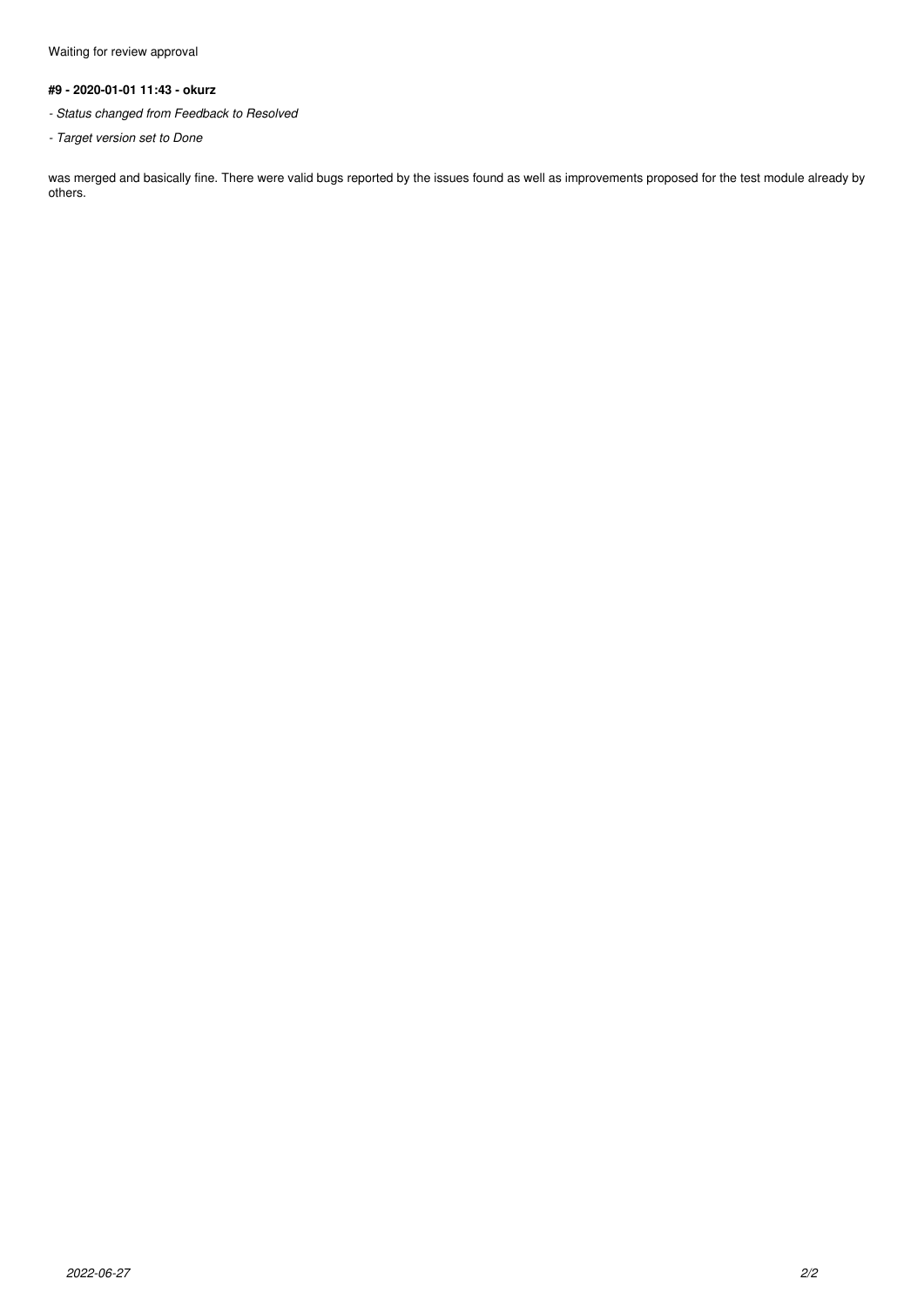Waiting for review approval

#### #9 - 2020-01-01 11:43 - okurz

- *Status changed from Feedback to Resolved*
- *Target version set to Done*

was merged and basically fine. There were valid bugs reported by the issues found as well as improvements proposed for the test module already by others.